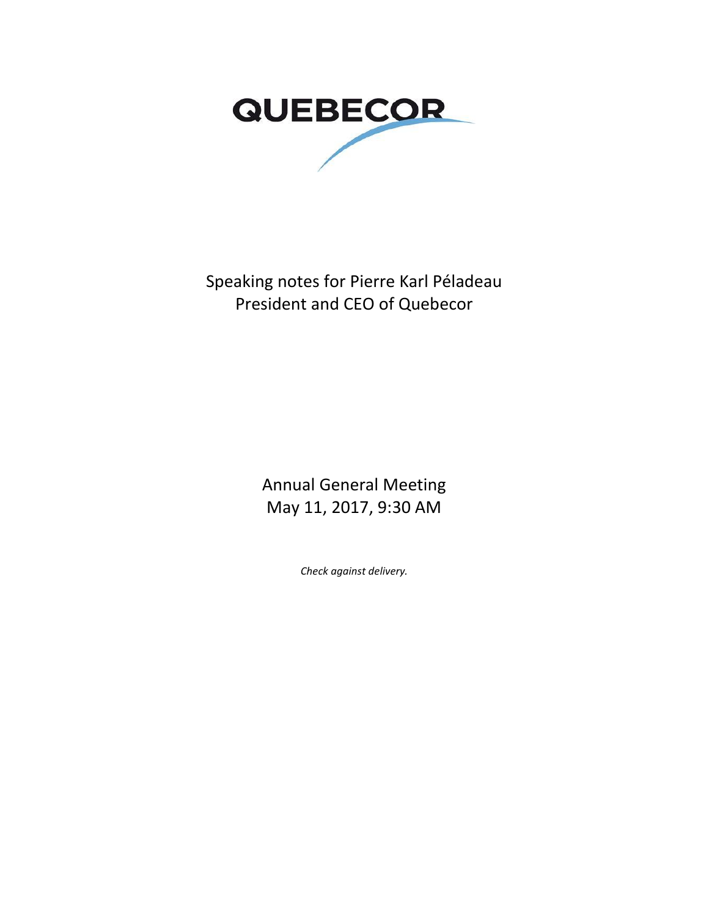# QUEBECOR

Speaking notes for Pierre Karl Péladeau
President and CEO of Quebecor

Annual General Meeting
May 11, 2017, 9:30 AM

*Check against delivery.*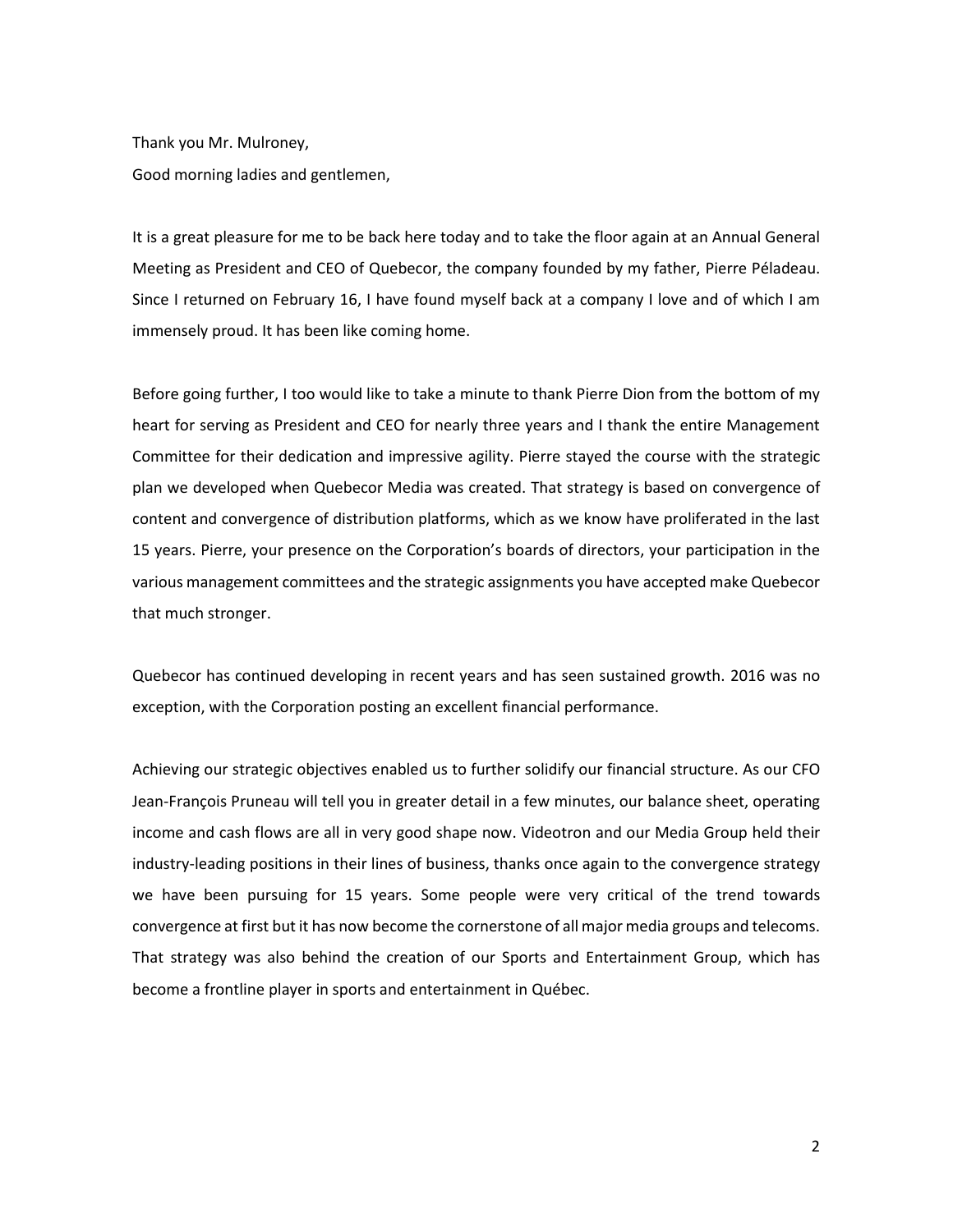Thank you Mr. Mulroney,

Good morning ladies and gentlemen,

It is a great pleasure for me to be back here today and to take the floor again at an Annual General Meeting as President and CEO of Quebecor, the company founded by my father, Pierre Péladeau. Since I returned on February 16, I have found myself back at a company I love and of which I am immensely proud. It has been like coming home.

Before going further, I too would like to take a minute to thank Pierre Dion from the bottom of my heart for serving as President and CEO for nearly three years and I thank the entire Management Committee for their dedication and impressive agility. Pierre stayed the course with the strategic plan we developed when Quebecor Media was created. That strategy is based on convergence of content and convergence of distribution platforms, which as we know have proliferated in the last 15 years. Pierre, your presence on the Corporation's boards of directors, your participation in the various management committees and the strategic assignments you have accepted make Quebecor that much stronger.

Quebecor has continued developing in recent years and has seen sustained growth. 2016 was no exception, with the Corporation posting an excellent financial performance.

Achieving our strategic objectives enabled us to further solidify our financial structure. As our CFO Jean-François Pruneau will tell you in greater detail in a few minutes, our balance sheet, operating income and cash flows are all in very good shape now. Videotron and our Media Group held their industry-leading positions in their lines of business, thanks once again to the convergence strategy we have been pursuing for 15 years. Some people were very critical of the trend towards convergence at first but it has now become the cornerstone of all major media groups and telecoms. That strategy was also behind the creation of our Sports and Entertainment Group, which has become a frontline player in sports and entertainment in Québec.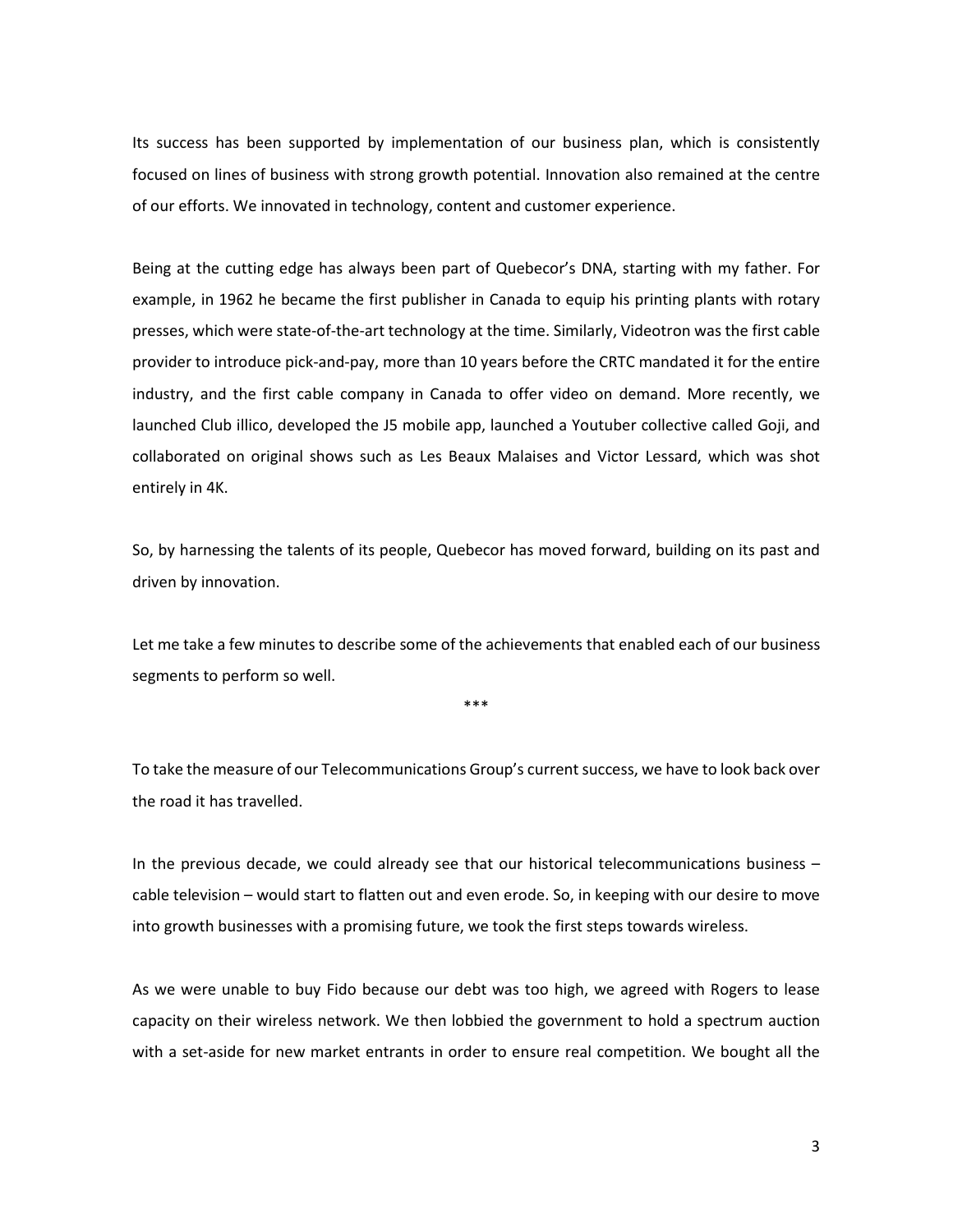Its success has been supported by implementation of our business plan, which is consistently focused on lines of business with strong growth potential. Innovation also remained at the centre of our efforts. We innovated in technology, content and customer experience.

Being at the cutting edge has always been part of Quebecor's DNA, starting with my father. For example, in 1962 he became the first publisher in Canada to equip his printing plants with rotary presses, which were state-of-the-art technology at the time. Similarly, Videotron was the first cable provider to introduce pick-and-pay, more than 10 years before the CRTC mandated it for the entire industry, and the first cable company in Canada to offer video on demand. More recently, we launched Club illico, developed the J5 mobile app, launched a Youtuber collective called Goji, and collaborated on original shows such as Les Beaux Malaises and Victor Lessard, which was shot entirely in 4K.

So, by harnessing the talents of its people, Quebecor has moved forward, building on its past and driven by innovation.

Let me take a few minutes to describe some of the achievements that enabled each of our business segments to perform so well.

***

To take the measure of our Telecommunications Group's current success, we have to look back over the road it has travelled.

In the previous decade, we could already see that our historical telecommunications business – cable television – would start to flatten out and even erode. So, in keeping with our desire to move into growth businesses with a promising future, we took the first steps towards wireless.

As we were unable to buy Fido because our debt was too high, we agreed with Rogers to lease capacity on their wireless network. We then lobbied the government to hold a spectrum auction with a set-aside for new market entrants in order to ensure real competition. We bought all the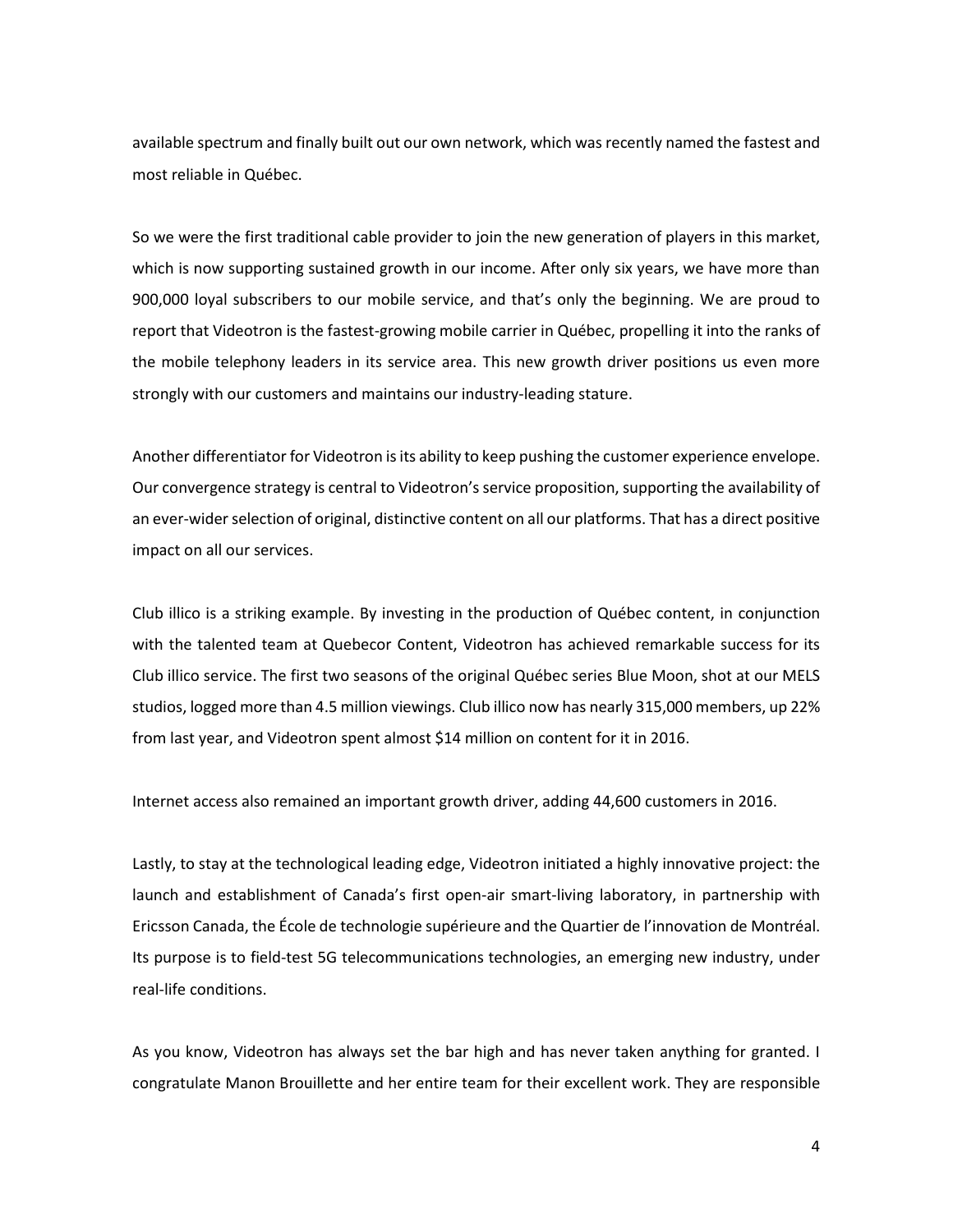available spectrum and finally built out our own network, which was recently named the fastest and most reliable in Québec.

So we were the first traditional cable provider to join the new generation of players in this market, which is now supporting sustained growth in our income. After only six years, we have more than 900,000 loyal subscribers to our mobile service, and that's only the beginning. We are proud to report that Videotron is the fastest-growing mobile carrier in Québec, propelling it into the ranks of the mobile telephony leaders in its service area. This new growth driver positions us even more strongly with our customers and maintains our industry-leading stature.

Another differentiator for Videotron is its ability to keep pushing the customer experience envelope. Our convergence strategy is central to Videotron's service proposition, supporting the availability of an ever-wider selection of original, distinctive content on all our platforms. That has a direct positive impact on all our services.

Club illico is a striking example. By investing in the production of Québec content, in conjunction with the talented team at Quebecor Content, Videotron has achieved remarkable success for its Club illico service. The first two seasons of the original Québec series Blue Moon, shot at our MELS studios, logged more than 4.5 million viewings. Club illico now has nearly 315,000 members, up 22% from last year, and Videotron spent almost $14 million on content for it in 2016.

Internet access also remained an important growth driver, adding 44,600 customers in 2016.

Lastly, to stay at the technological leading edge, Videotron initiated a highly innovative project: the launch and establishment of Canada's first open-air smart-living laboratory, in partnership with Ericsson Canada, the École de technologie supérieure and the Quartier de l'innovation de Montréal. Its purpose is to field-test 5G telecommunications technologies, an emerging new industry, under real-life conditions.

As you know, Videotron has always set the bar high and has never taken anything for granted. I congratulate Manon Brouillette and her entire team for their excellent work. They are responsible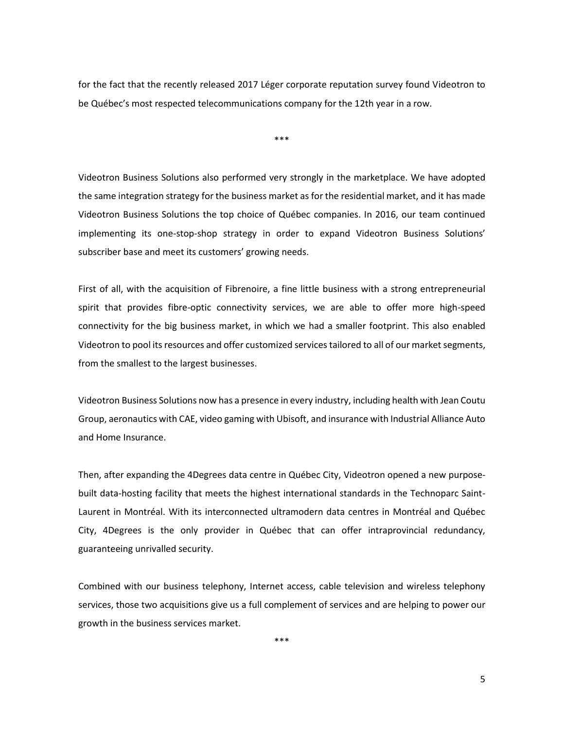for the fact that the recently released 2017 Léger corporate reputation survey found Videotron to be Québec's most respected telecommunications company for the 12th year in a row.

***

Videotron Business Solutions also performed very strongly in the marketplace. We have adopted the same integration strategy for the business market as for the residential market, and it has made Videotron Business Solutions the top choice of Québec companies. In 2016, our team continued implementing its one-stop-shop strategy in order to expand Videotron Business Solutions' subscriber base and meet its customers' growing needs.

First of all, with the acquisition of Fibrenoire, a fine little business with a strong entrepreneurial spirit that provides fibre-optic connectivity services, we are able to offer more high-speed connectivity for the big business market, in which we had a smaller footprint. This also enabled Videotron to pool its resources and offer customized services tailored to all of our market segments, from the smallest to the largest businesses.

Videotron Business Solutions now has a presence in every industry, including health with Jean Coutu Group, aeronautics with CAE, video gaming with Ubisoft, and insurance with Industrial Alliance Auto and Home Insurance.

Then, after expanding the 4Degrees data centre in Québec City, Videotron opened a new purpose-built data-hosting facility that meets the highest international standards in the Technoparc Saint-Laurent in Montréal. With its interconnected ultramodern data centres in Montréal and Québec City, 4Degrees is the only provider in Québec that can offer intraprovincial redundancy, guaranteeing unrivalled security.

Combined with our business telephony, Internet access, cable television and wireless telephony services, those two acquisitions give us a full complement of services and are helping to power our growth in the business services market.

***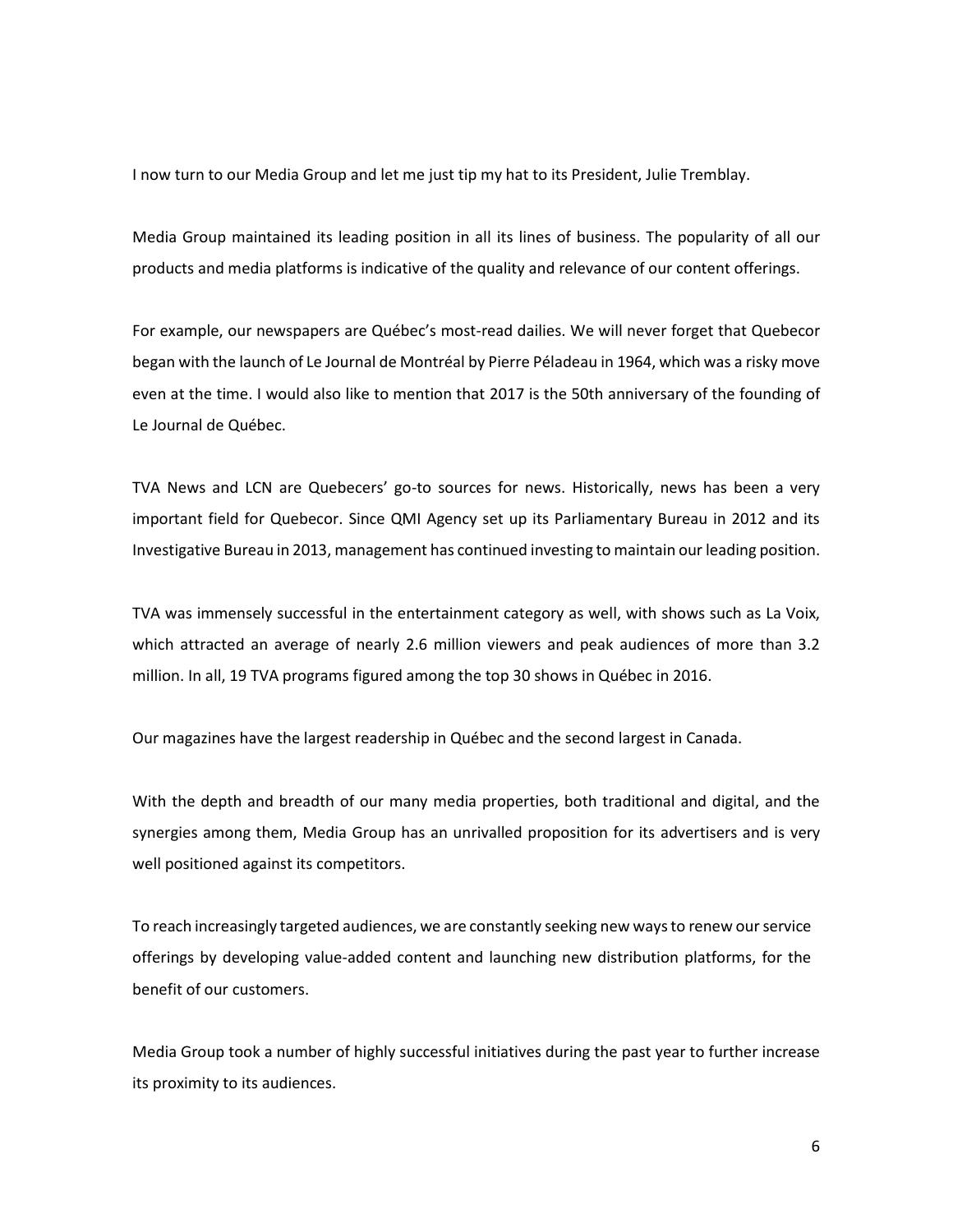I now turn to our Media Group and let me just tip my hat to its President, Julie Tremblay.

Media Group maintained its leading position in all its lines of business. The popularity of all our products and media platforms is indicative of the quality and relevance of our content offerings.

For example, our newspapers are Québec's most-read dailies. We will never forget that Quebecor began with the launch of Le Journal de Montréal by Pierre Péladeau in 1964, which was a risky move even at the time. I would also like to mention that 2017 is the 50th anniversary of the founding of Le Journal de Québec.

TVA News and LCN are Quebecers' go-to sources for news. Historically, news has been a very important field for Quebecor. Since QMI Agency set up its Parliamentary Bureau in 2012 and its Investigative Bureau in 2013, management has continued investing to maintain our leading position.

TVA was immensely successful in the entertainment category as well, with shows such as La Voix, which attracted an average of nearly 2.6 million viewers and peak audiences of more than 3.2 million. In all, 19 TVA programs figured among the top 30 shows in Québec in 2016.

Our magazines have the largest readership in Québec and the second largest in Canada.

With the depth and breadth of our many media properties, both traditional and digital, and the synergies among them, Media Group has an unrivalled proposition for its advertisers and is very well positioned against its competitors.

To reach increasingly targeted audiences, we are constantly seeking new ways to renew our service offerings by developing value-added content and launching new distribution platforms, for the benefit of our customers.

Media Group took a number of highly successful initiatives during the past year to further increase its proximity to its audiences.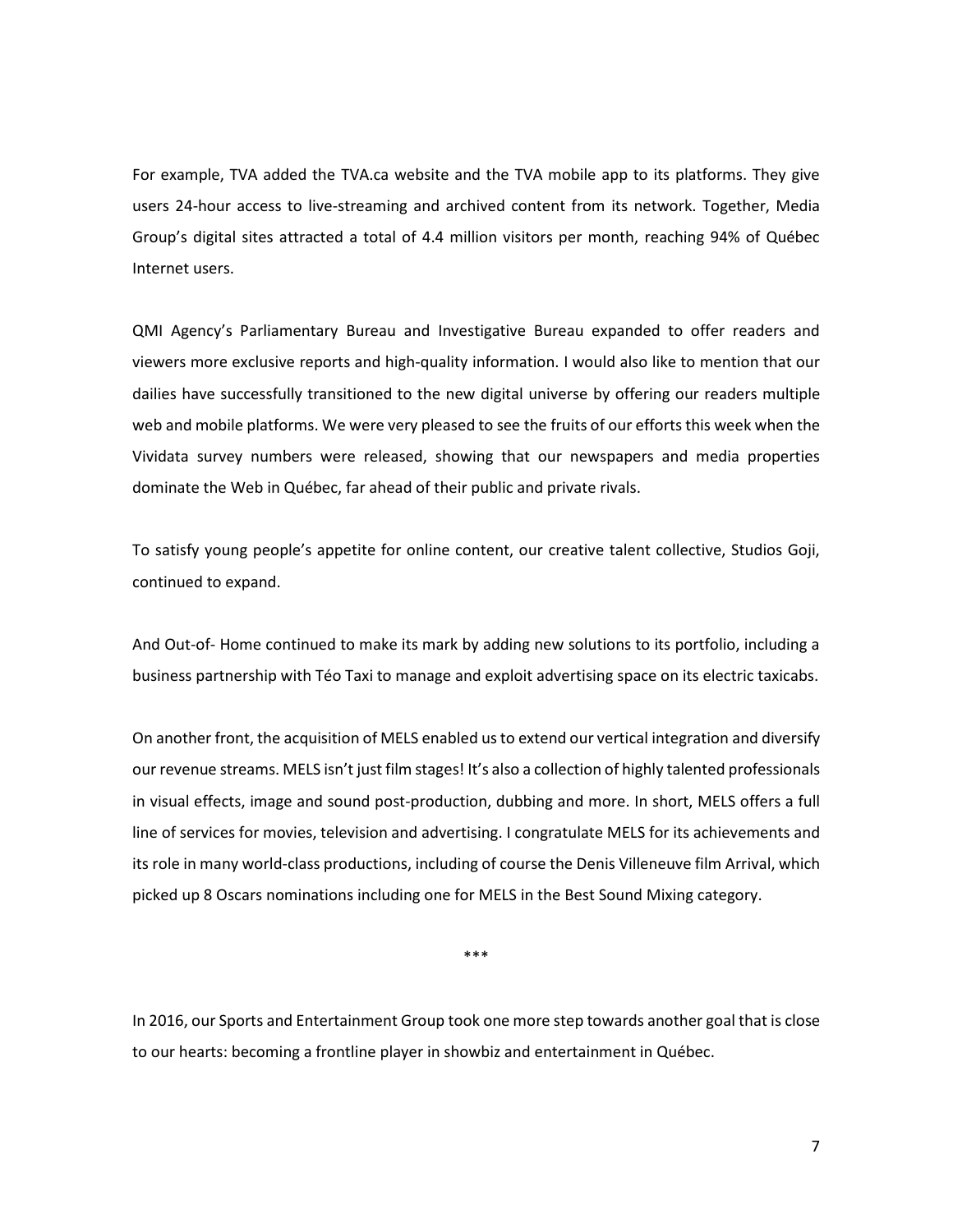For example, TVA added the TVA.ca website and the TVA mobile app to its platforms. They give users 24-hour access to live-streaming and archived content from its network. Together, Media Group's digital sites attracted a total of 4.4 million visitors per month, reaching 94% of Québec Internet users.

QMI Agency's Parliamentary Bureau and Investigative Bureau expanded to offer readers and viewers more exclusive reports and high-quality information. I would also like to mention that our dailies have successfully transitioned to the new digital universe by offering our readers multiple web and mobile platforms. We were very pleased to see the fruits of our efforts this week when the Vividata survey numbers were released, showing that our newspapers and media properties dominate the Web in Québec, far ahead of their public and private rivals.

To satisfy young people's appetite for online content, our creative talent collective, Studios Goji, continued to expand.

And Out-of- Home continued to make its mark by adding new solutions to its portfolio, including a business partnership with Téo Taxi to manage and exploit advertising space on its electric taxicabs.

On another front, the acquisition of MELS enabled us to extend our vertical integration and diversify our revenue streams. MELS isn't just film stages! It's also a collection of highly talented professionals in visual effects, image and sound post-production, dubbing and more. In short, MELS offers a full line of services for movies, television and advertising. I congratulate MELS for its achievements and its role in many world-class productions, including of course the Denis Villeneuve film Arrival, which picked up 8 Oscars nominations including one for MELS in the Best Sound Mixing category.

***

In 2016, our Sports and Entertainment Group took one more step towards another goal that is close to our hearts: becoming a frontline player in showbiz and entertainment in Québec.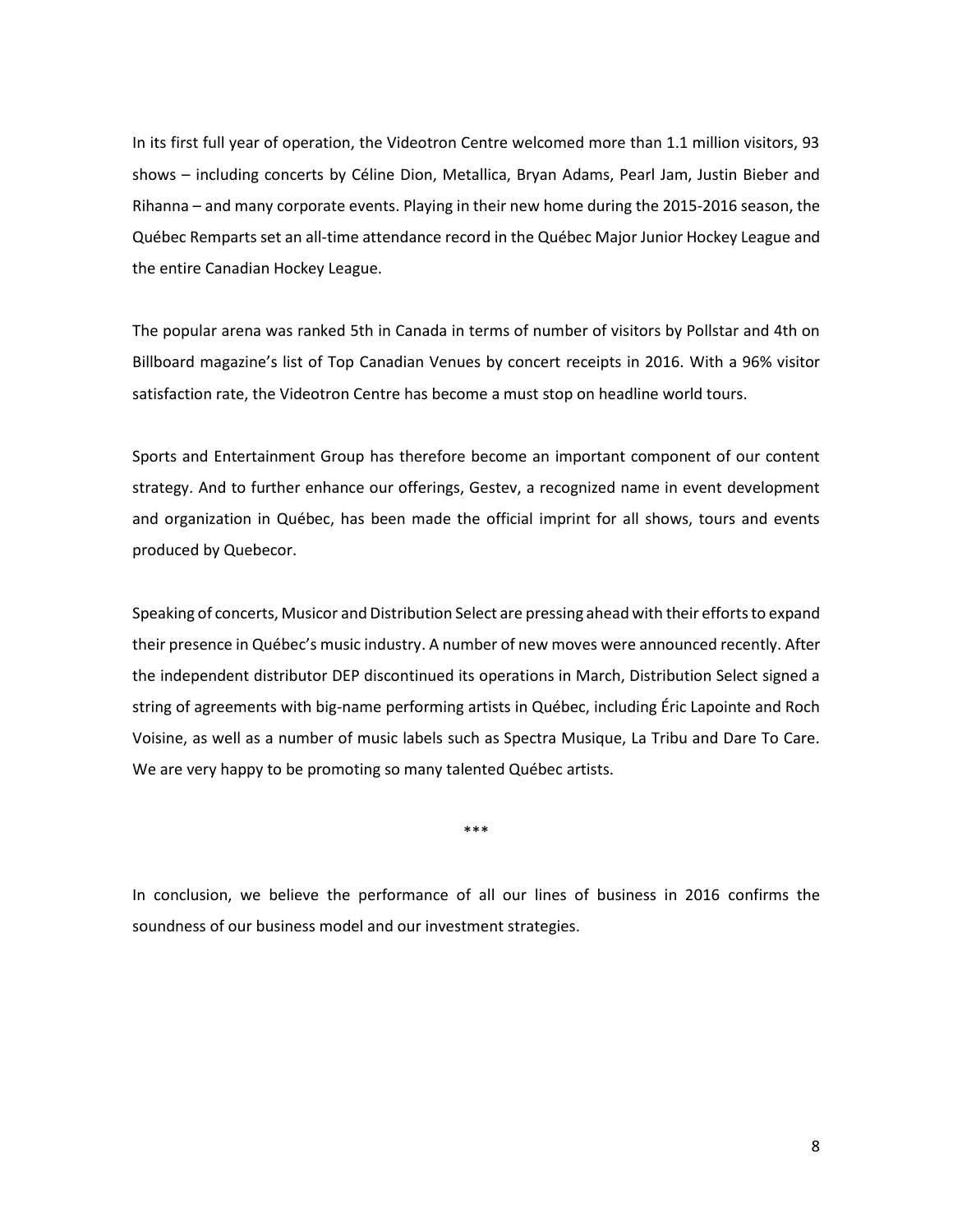In its first full year of operation, the Videotron Centre welcomed more than 1.1 million visitors, 93 shows – including concerts by Céline Dion, Metallica, Bryan Adams, Pearl Jam, Justin Bieber and Rihanna – and many corporate events. Playing in their new home during the 2015-2016 season, the Québec Remparts set an all-time attendance record in the Québec Major Junior Hockey League and the entire Canadian Hockey League.

The popular arena was ranked 5th in Canada in terms of number of visitors by Pollstar and 4th on Billboard magazine's list of Top Canadian Venues by concert receipts in 2016. With a 96% visitor satisfaction rate, the Videotron Centre has become a must stop on headline world tours.

Sports and Entertainment Group has therefore become an important component of our content strategy. And to further enhance our offerings, Gestev, a recognized name in event development and organization in Québec, has been made the official imprint for all shows, tours and events produced by Quebecor.

Speaking of concerts, Musicor and Distribution Select are pressing ahead with their efforts to expand their presence in Québec's music industry. A number of new moves were announced recently. After the independent distributor DEP discontinued its operations in March, Distribution Select signed a string of agreements with big-name performing artists in Québec, including Éric Lapointe and Roch Voisine, as well as a number of music labels such as Spectra Musique, La Tribu and Dare To Care. We are very happy to be promoting so many talented Québec artists.

***

In conclusion, we believe the performance of all our lines of business in 2016 confirms the soundness of our business model and our investment strategies.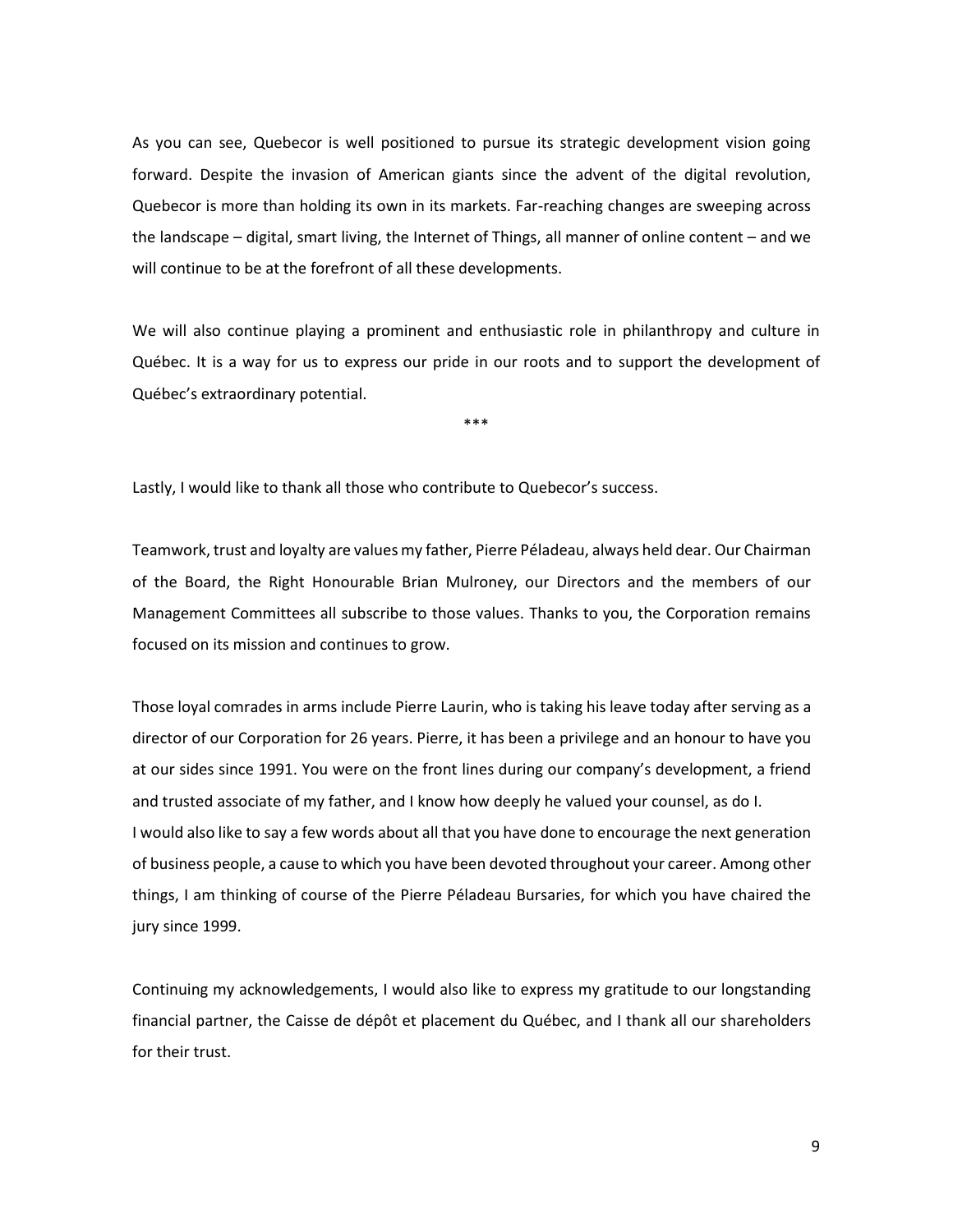As you can see, Quebecor is well positioned to pursue its strategic development vision going forward. Despite the invasion of American giants since the advent of the digital revolution, Quebecor is more than holding its own in its markets. Far-reaching changes are sweeping across the landscape – digital, smart living, the Internet of Things, all manner of online content – and we will continue to be at the forefront of all these developments.

We will also continue playing a prominent and enthusiastic role in philanthropy and culture in Québec. It is a way for us to express our pride in our roots and to support the development of Québec's extraordinary potential.

\*\*\*

Lastly, I would like to thank all those who contribute to Quebecor's success.

Teamwork, trust and loyalty are values my father, Pierre Péladeau, always held dear. Our Chairman of the Board, the Right Honourable Brian Mulroney, our Directors and the members of our Management Committees all subscribe to those values. Thanks to you, the Corporation remains focused on its mission and continues to grow.

Those loyal comrades in arms include Pierre Laurin, who is taking his leave today after serving as a director of our Corporation for 26 years. Pierre, it has been a privilege and an honour to have you at our sides since 1991. You were on the front lines during our company's development, a friend and trusted associate of my father, and I know how deeply he valued your counsel, as do I.

I would also like to say a few words about all that you have done to encourage the next generation of business people, a cause to which you have been devoted throughout your career. Among other things, I am thinking of course of the Pierre Péladeau Bursaries, for which you have chaired the jury since 1999.

Continuing my acknowledgements, I would also like to express my gratitude to our longstanding financial partner, the Caisse de dépôt et placement du Québec, and I thank all our shareholders for their trust.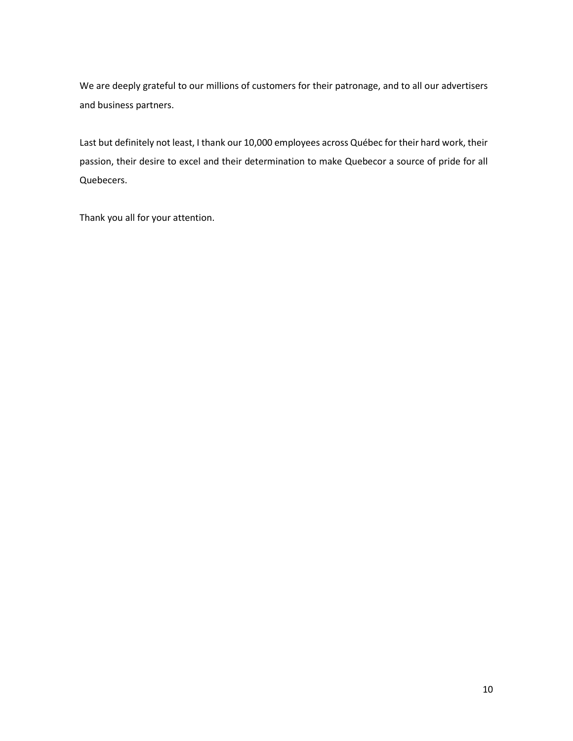We are deeply grateful to our millions of customers for their patronage, and to all our advertisers and business partners.

Last but definitely not least, I thank our 10,000 employees across Québec for their hard work, their passion, their desire to excel and their determination to make Quebecor a source of pride for all Quebecers.

Thank you all for your attention.